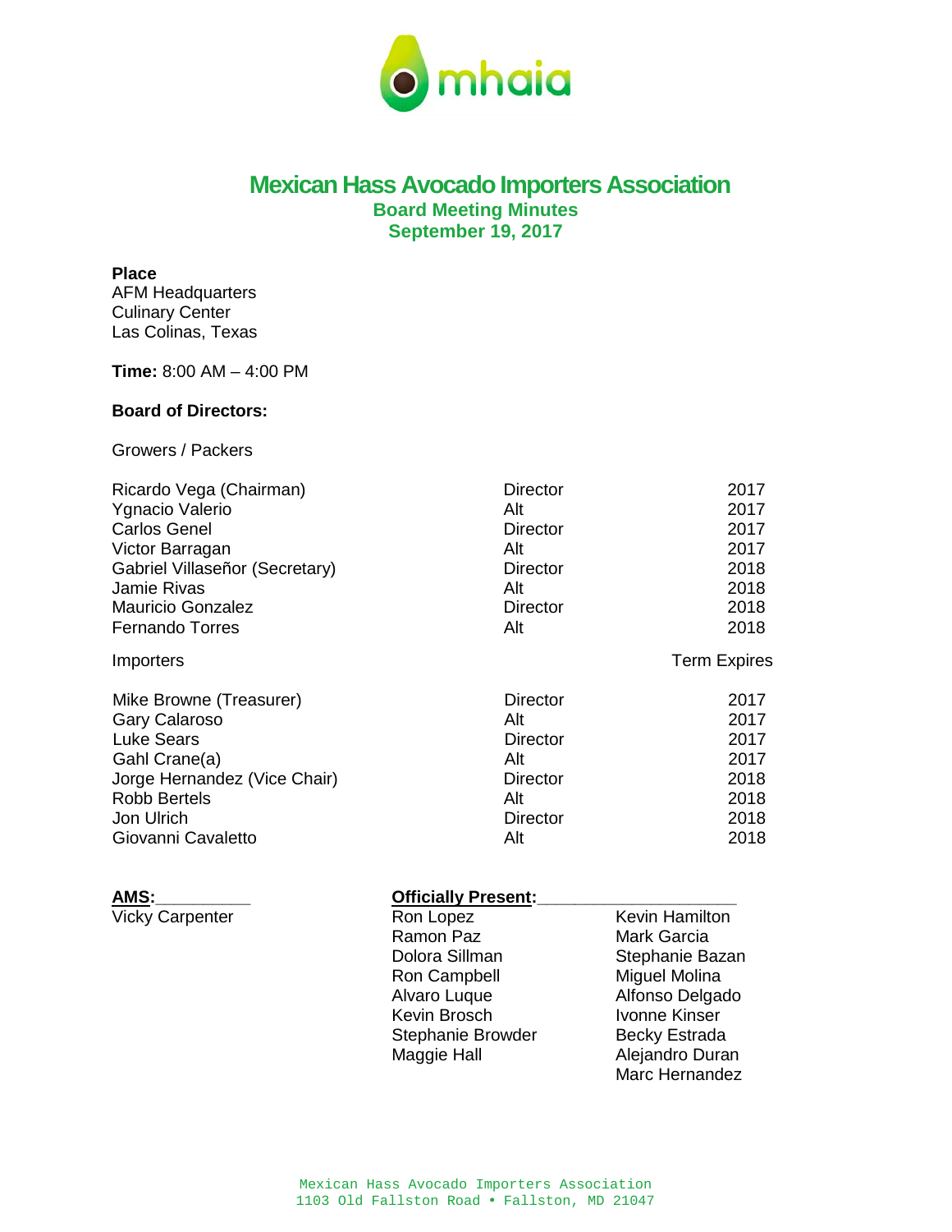mhaia

# Mexican Hass Avocado Importers Association

## Board Meeting Minutes

## September 19, 2017

**Place**
AFM Headquarters
Culinary Center
Las Colinas, Texas

**Time:** 8:00 AM – 4:00 PM

**Board of Directors:**

Growers / Packers

| | | |
|---|---|---|
| Ricardo Vega (Chairman) | Director | 2017 |
| Ygnacio Valerio | Alt | 2017 |
| Carlos Genel | Director | 2017 |
| Victor Barragan | Alt | 2017 |
| Gabriel Villaseñor (Secretary) | Director | 2018 |
| Jamie Rivas | Alt | 2018 |
| Mauricio Gonzalez | Director | 2018 |
| Fernando Torres | Alt | 2018 |

| Importers | | Term Expires |
|---|---|---|
| Mike Browne (Treasurer) | Director | 2017 |
| Gary Calaroso | Alt | 2017 |
| Luke Sears | Director | 2017 |
| Gahl Crane(a) | Alt | 2017 |
| Jorge Hernandez (Vice Chair) | Director | 2018 |
| Robb Bertels | Alt | 2018 |
| Jon Ulrich | Director | 2018 |
| Giovanni Cavaletto | Alt | 2018 |

**AMS:**
Vicky Carpenter

**Officially Present:**
Ron Lopez
Ramon Paz
Dolora Sillman
Ron Campbell
Alvaro Luque
Kevin Brosch
Stephanie Browder
Maggie Hall
Kevin Hamilton
Mark Garcia
Stephanie Bazan
Miguel Molina
Alfonso Delgado
Ivonne Kinser
Becky Estrada
Alejandro Duran
Marc Hernandez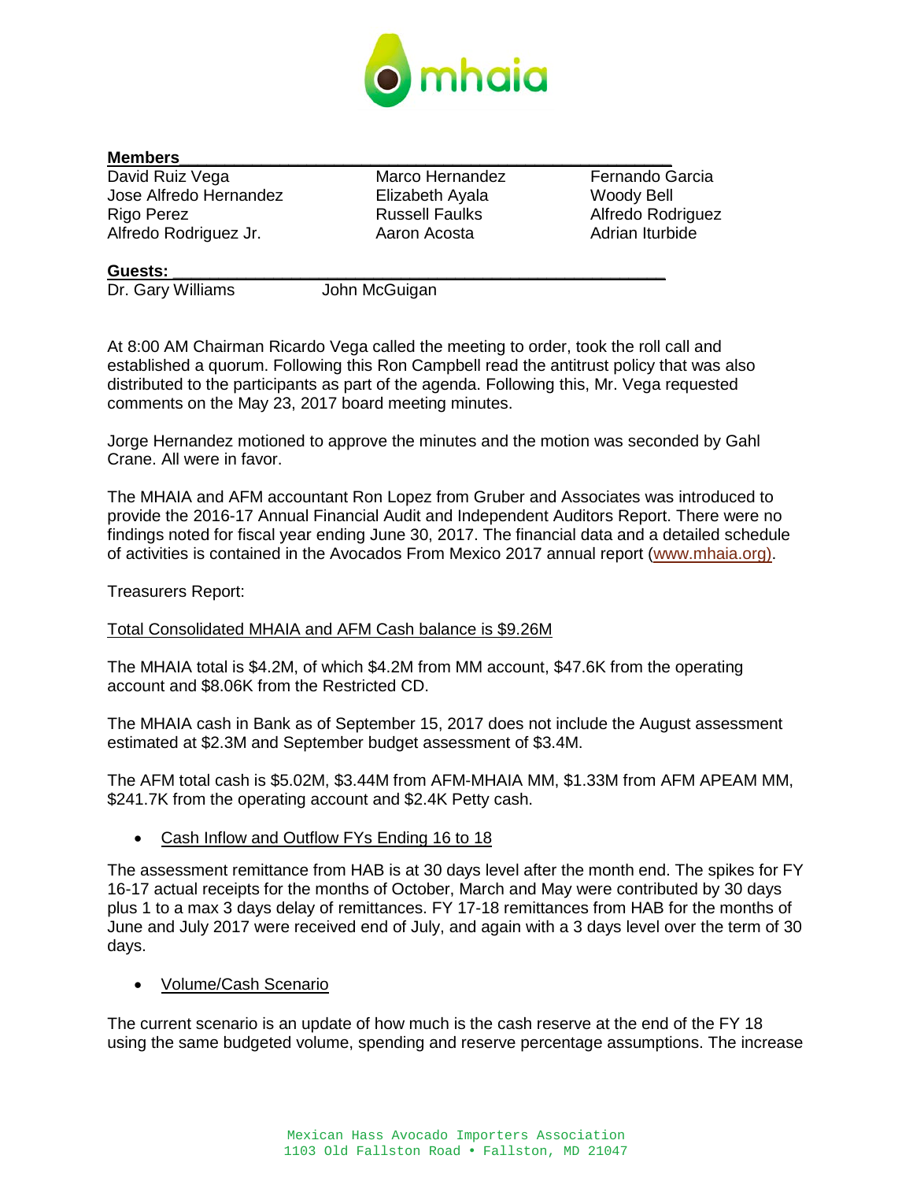**Members**

| | | |
|---|---|---|
| David Ruiz Vega | Marco Hernandez | Fernando Garcia |
| Jose Alfredo Hernandez | Elizabeth Ayala | Woody Bell |
| Rigo Perez | Russell Faulks | Alfredo Rodriguez |
| Alfredo Rodriguez Jr. | Aaron Acosta | Adrian Iturbide |

**Guests:**

| | |
|---|---|
| Dr. Gary Williams | John McGuigan |

At 8:00 AM Chairman Ricardo Vega called the meeting to order, took the roll call and established a quorum. Following this Ron Campbell read the antitrust policy that was also distributed to the participants as part of the agenda. Following this, Mr. Vega requested comments on the May 23, 2017 board meeting minutes.

Jorge Hernandez motioned to approve the minutes and the motion was seconded by Gahl Crane. All were in favor.

The MHAIA and AFM accountant Ron Lopez from Gruber and Associates was introduced to provide the 2016-17 Annual Financial Audit and Independent Auditors Report. There were no findings noted for fiscal year ending June 30, 2017. The financial data and a detailed schedule of activities is contained in the Avocados From Mexico 2017 annual report (www.mhaia.org).

Treasurers Report:

<u>Total Consolidated MHAIA and AFM Cash balance is $9.26M</u>

The MHAIA total is $4.2M, of which $4.2M from MM account, $47.6K from the operating account and $8.06K from the Restricted CD.

The MHAIA cash in Bank as of September 15, 2017 does not include the August assessment estimated at $2.3M and September budget assessment of $3.4M.

The AFM total cash is $5.02M, $3.44M from AFM-MHAIA MM, $1.33M from AFM APEAM MM, $241.7K from the operating account and $2.4K Petty cash.

- <u>Cash Inflow and Outflow FYs Ending 16 to 18</u>

The assessment remittance from HAB is at 30 days level after the month end. The spikes for FY 16-17 actual receipts for the months of October, March and May were contributed by 30 days plus 1 to a max 3 days delay of remittances. FY 17-18 remittances from HAB for the months of June and July 2017 were received end of July, and again with a 3 days level over the term of 30 days.

- <u>Volume/Cash Scenario</u>

The current scenario is an update of how much is the cash reserve at the end of the FY 18 using the same budgeted volume, spending and reserve percentage assumptions. The increase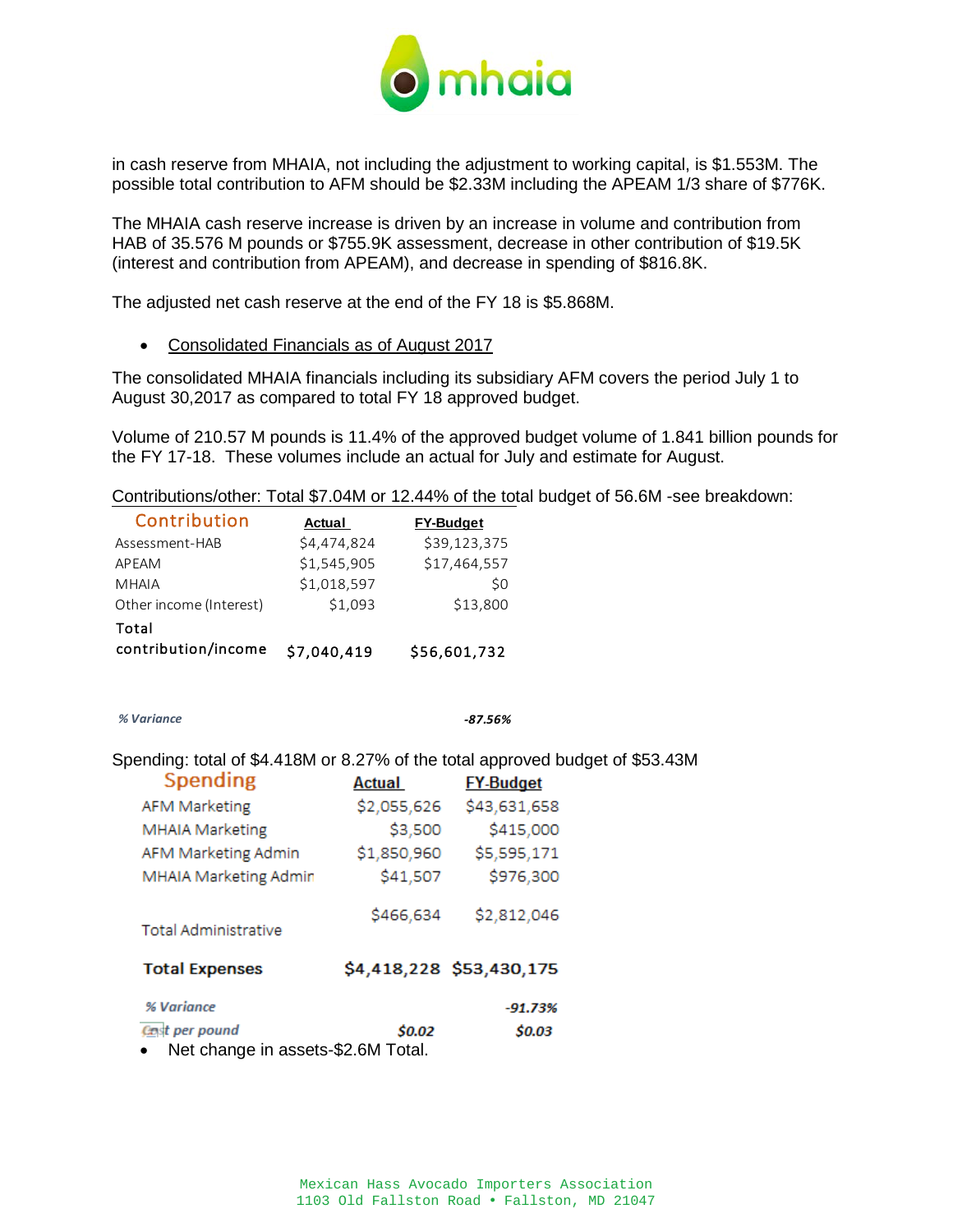in cash reserve from MHAIA, not including the adjustment to working capital, is \$1.553M. The possible total contribution to AFM should be \$2.33M including the APEAM 1/3 share of \$776K.

The MHAIA cash reserve increase is driven by an increase in volume and contribution from HAB of 35.576 M pounds or \$755.9K assessment, decrease in other contribution of \$19.5K (interest and contribution from APEAM), and decrease in spending of \$816.8K.

The adjusted net cash reserve at the end of the FY 18 is \$5.868M.

- Consolidated Financials as of August 2017

The consolidated MHAIA financials including its subsidiary AFM covers the period July 1 to August 30,2017 as compared to total FY 18 approved budget.

Volume of 210.57 M pounds is 11.4% of the approved budget volume of 1.841 billion pounds for the FY 17-18. These volumes include an actual for July and estimate for August.

Contributions/other: Total \$7.04M or 12.44% of the total budget of 56.6M -see breakdown:

| Contribution | Actual | FY-Budget |
|---|---|---|
| Assessment-HAB | \$4,474,824 | \$39,123,375 |
| APEAM | \$1,545,905 | \$17,464,557 |
| MHAIA | \$1,018,597 | \$0 |
| Other income (Interest) | \$1,093 | \$13,800 |
| **Total contribution/income** | **\$7,040,419** | **\$56,601,732** |
| *% Variance* | | ***-87.56%*** |

Spending: total of \$4.418M or 8.27% of the total approved budget of \$53.43M

| Spending | Actual | FY-Budget |
|---|---|---|
| AFM Marketing | \$2,055,626 | \$43,631,658 |
| MHAIA Marketing | \$3,500 | \$415,000 |
| AFM Marketing Admin | \$1,850,960 | \$5,595,171 |
| MHAIA Marketing Admin | \$41,507 | \$976,300 |
| Total Administrative | \$466,634 | \$2,812,046 |
| **Total Expenses** | **\$4,418,228** | **\$53,430,175** |
| *% Variance* | | ***-91.73%*** |
| *Cost per pound* | ***\$0.02*** | ***\$0.03*** |

- Net change in assets-\$2.6M Total.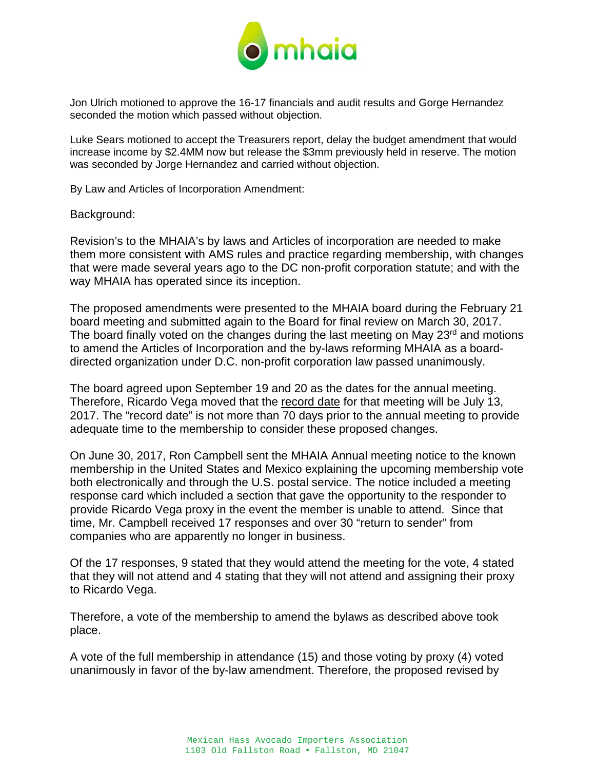Jon Ulrich motioned to approve the 16-17 financials and audit results and Gorge Hernandez seconded the motion which passed without objection.

Luke Sears motioned to accept the Treasurers report, delay the budget amendment that would increase income by $2.4MM now but release the $3mm previously held in reserve. The motion was seconded by Jorge Hernandez and carried without objection.

By Law and Articles of Incorporation Amendment:

Background:

Revision's to the MHAIA's by laws and Articles of incorporation are needed to make them more consistent with AMS rules and practice regarding membership, with changes that were made several years ago to the DC non-profit corporation statute; and with the way MHAIA has operated since its inception.

The proposed amendments were presented to the MHAIA board during the February 21 board meeting and submitted again to the Board for final review on March 30, 2017. The board finally voted on the changes during the last meeting on May 23rd and motions to amend the Articles of Incorporation and the by-laws reforming MHAIA as a board-directed organization under D.C. non-profit corporation law passed unanimously.

The board agreed upon September 19 and 20 as the dates for the annual meeting. Therefore, Ricardo Vega moved that the record date for that meeting will be July 13, 2017. The "record date" is not more than 70 days prior to the annual meeting to provide adequate time to the membership to consider these proposed changes.

On June 30, 2017, Ron Campbell sent the MHAIA Annual meeting notice to the known membership in the United States and Mexico explaining the upcoming membership vote both electronically and through the U.S. postal service. The notice included a meeting response card which included a section that gave the opportunity to the responder to provide Ricardo Vega proxy in the event the member is unable to attend. Since that time, Mr. Campbell received 17 responses and over 30 "return to sender" from companies who are apparently no longer in business.

Of the 17 responses, 9 stated that they would attend the meeting for the vote, 4 stated that they will not attend and 4 stating that they will not attend and assigning their proxy to Ricardo Vega.

Therefore, a vote of the membership to amend the bylaws as described above took place.

A vote of the full membership in attendance (15) and those voting by proxy (4) voted unanimously in favor of the by-law amendment. Therefore, the proposed revised by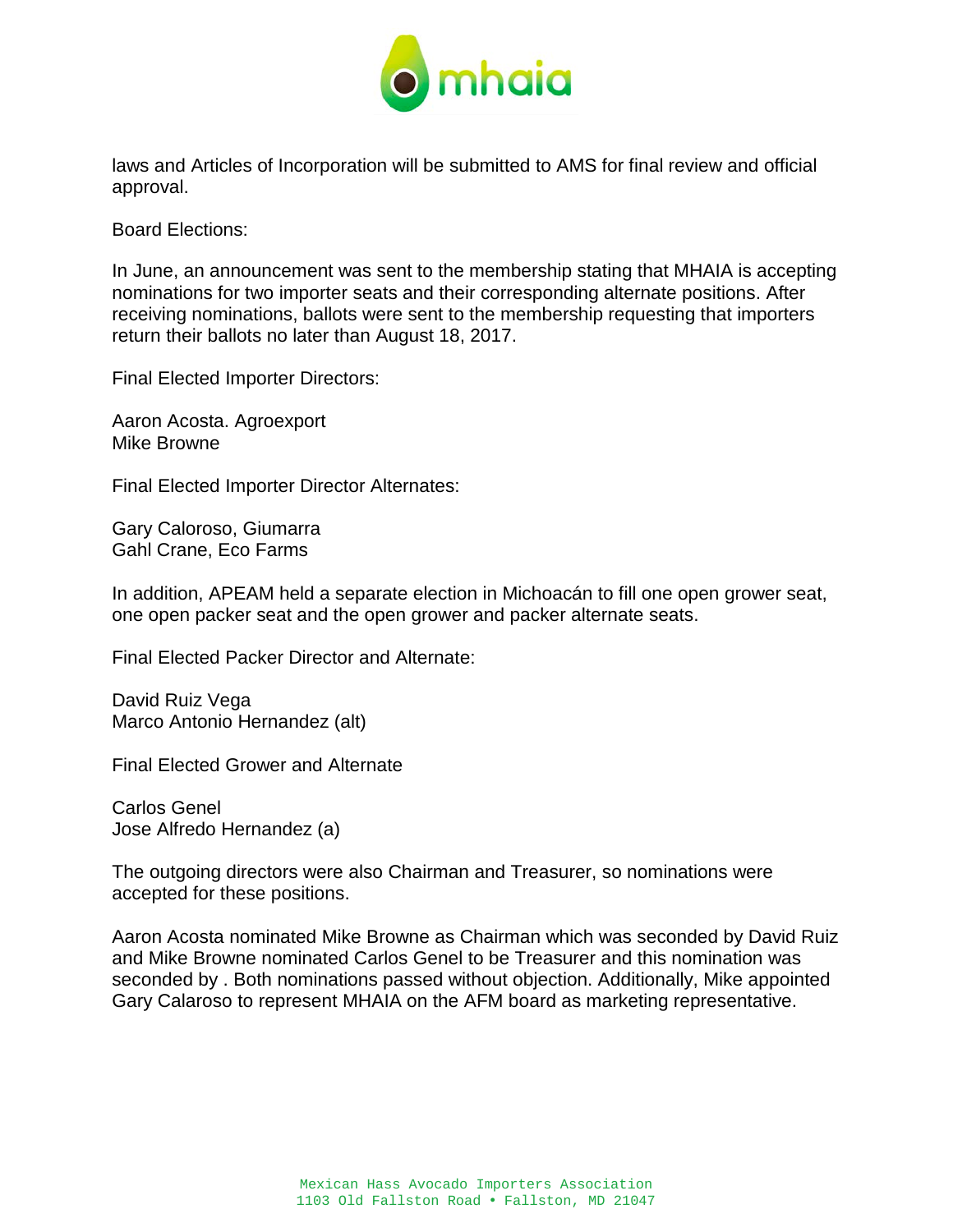laws and Articles of Incorporation will be submitted to AMS for final review and official approval.

Board Elections:

In June, an announcement was sent to the membership stating that MHAIA is accepting nominations for two importer seats and their corresponding alternate positions. After receiving nominations, ballots were sent to the membership requesting that importers return their ballots no later than August 18, 2017.

Final Elected Importer Directors:

Aaron Acosta. Agroexport
Mike Browne

Final Elected Importer Director Alternates:

Gary Caloroso, Giumarra
Gahl Crane, Eco Farms

In addition, APEAM held a separate election in Michoacán to fill one open grower seat, one open packer seat and the open grower and packer alternate seats.

Final Elected Packer Director and Alternate:

David Ruiz Vega
Marco Antonio Hernandez (alt)

Final Elected Grower and Alternate

Carlos Genel
Jose Alfredo Hernandez (a)

The outgoing directors were also Chairman and Treasurer, so nominations were accepted for these positions.

Aaron Acosta nominated Mike Browne as Chairman which was seconded by David Ruiz and Mike Browne nominated Carlos Genel to be Treasurer and this nomination was seconded by . Both nominations passed without objection. Additionally, Mike appointed Gary Calaroso to represent MHAIA on the AFM board as marketing representative.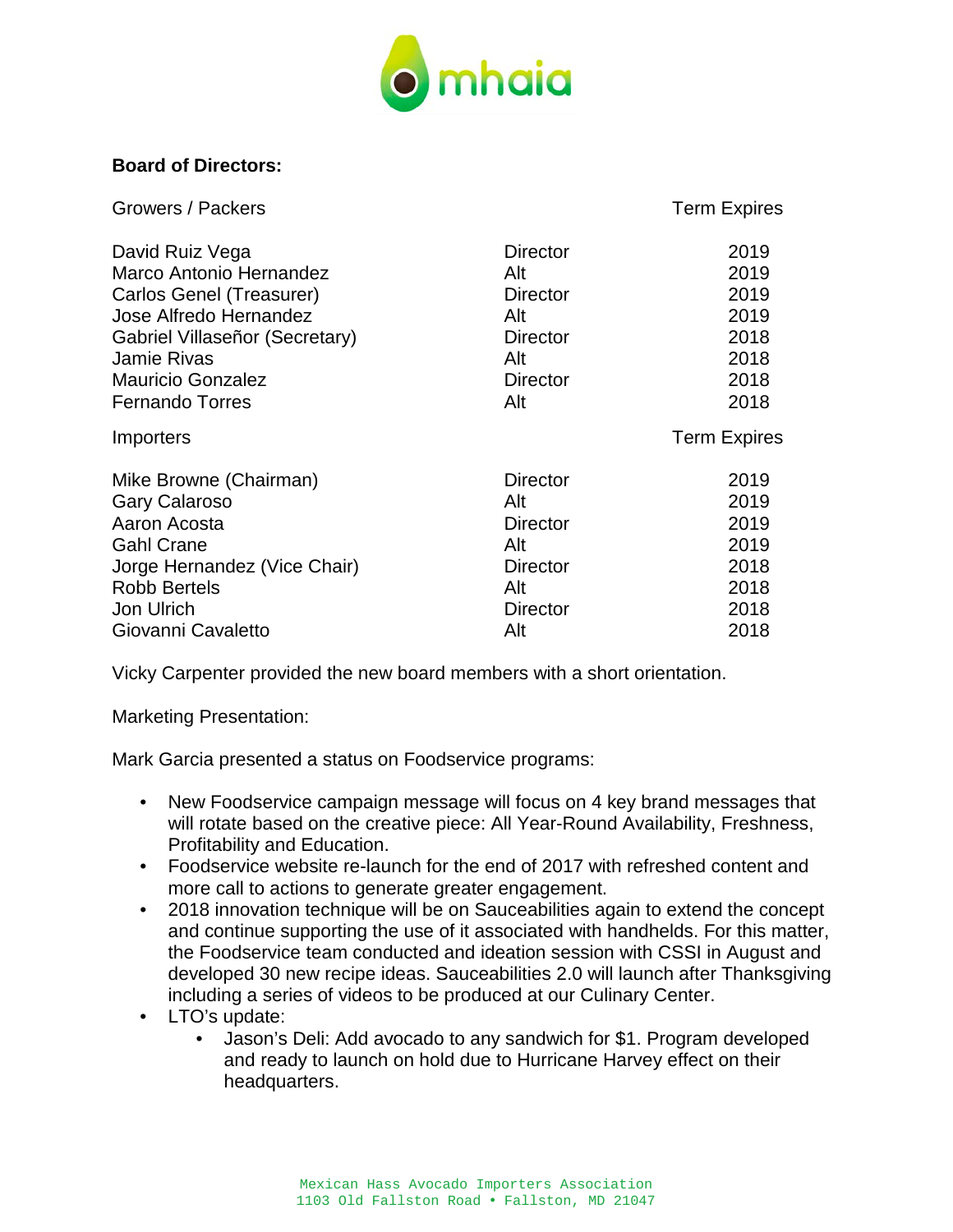**Board of Directors:**

| Growers / Packers | | Term Expires |
|---|---|---|
| David Ruiz Vega | Director | 2019 |
| Marco Antonio Hernandez | Alt | 2019 |
| Carlos Genel (Treasurer) | Director | 2019 |
| Jose Alfredo Hernandez | Alt | 2019 |
| Gabriel Villaseñor (Secretary) | Director | 2018 |
| Jamie Rivas | Alt | 2018 |
| Mauricio Gonzalez | Director | 2018 |
| Fernando Torres | Alt | 2018 |
| **Importers** | | **Term Expires** |
| Mike Browne (Chairman) | Director | 2019 |
| Gary Calaroso | Alt | 2019 |
| Aaron Acosta | Director | 2019 |
| Gahl Crane | Alt | 2019 |
| Jorge Hernandez (Vice Chair) | Director | 2018 |
| Robb Bertels | Alt | 2018 |
| Jon Ulrich | Director | 2018 |
| Giovanni Cavaletto | Alt | 2018 |

Vicky Carpenter provided the new board members with a short orientation.

Marketing Presentation:

Mark Garcia presented a status on Foodservice programs:

- New Foodservice campaign message will focus on 4 key brand messages that will rotate based on the creative piece: All Year-Round Availability, Freshness, Profitability and Education.
- Foodservice website re-launch for the end of 2017 with refreshed content and more call to actions to generate greater engagement.
- 2018 innovation technique will be on Sauceabilities again to extend the concept and continue supporting the use of it associated with handhelds. For this matter, the Foodservice team conducted and ideation session with CSSI in August and developed 30 new recipe ideas. Sauceabilities 2.0 will launch after Thanksgiving including a series of videos to be produced at our Culinary Center.
- LTO's update:
  - Jason's Deli: Add avocado to any sandwich for $1. Program developed and ready to launch on hold due to Hurricane Harvey effect on their headquarters.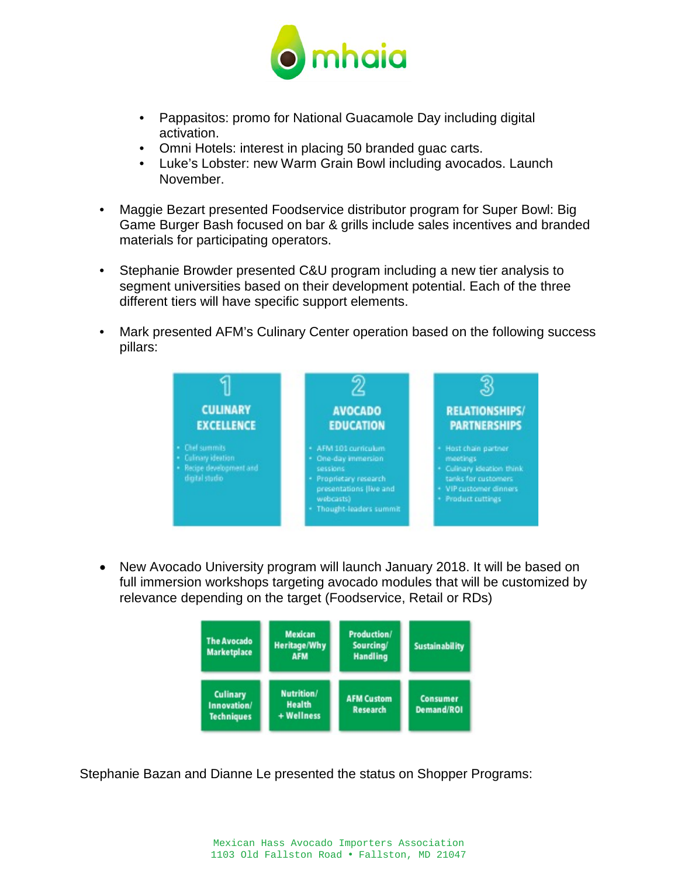- Pappasitos: promo for National Guacamole Day including digital activation.
- Omni Hotels: interest in placing 50 branded guac carts.
- Luke's Lobster: new Warm Grain Bowl including avocados. Launch November.

- Maggie Bezart presented Foodservice distributor program for Super Bowl: Big Game Burger Bash focused on bar & grills include sales incentives and branded materials for participating operators.

- Stephanie Browder presented C&U program including a new tier analysis to segment universities based on their development potential. Each of the three different tiers will have specific support elements.

- Mark presented AFM's Culinary Center operation based on the following success pillars:

| 1 CULINARY EXCELLENCE | 2 AVOCADO EDUCATION | 3 RELATIONSHIPS/ PARTNERSHIPS |
|---|---|---|
| • Chef summits<br>• Culinary ideation<br>• Recipe development and digital studio | • AFM 101 curriculum<br>• One-day immersion sessions<br>• Proprietary research presentations (live and webcasts)<br>• Thought-leaders summit | • Host chain partner meetings<br>• Culinary ideation think tanks for customers<br>• VIP customer dinners<br>• Product cuttings |

- New Avocado University program will launch January 2018. It will be based on full immersion workshops targeting avocado modules that will be customized by relevance depending on the target (Foodservice, Retail or RDs)

| | | | |
|---|---|---|---|
| The Avocado Marketplace | Mexican Heritage/Why AFM | Production/ Sourcing/ Handling | Sustainability |
| Culinary Innovation/ Techniques | Nutrition/ Health + Wellness | AFM Custom Research | Consumer Demand/ROI |

Stephanie Bazan and Dianne Le presented the status on Shopper Programs: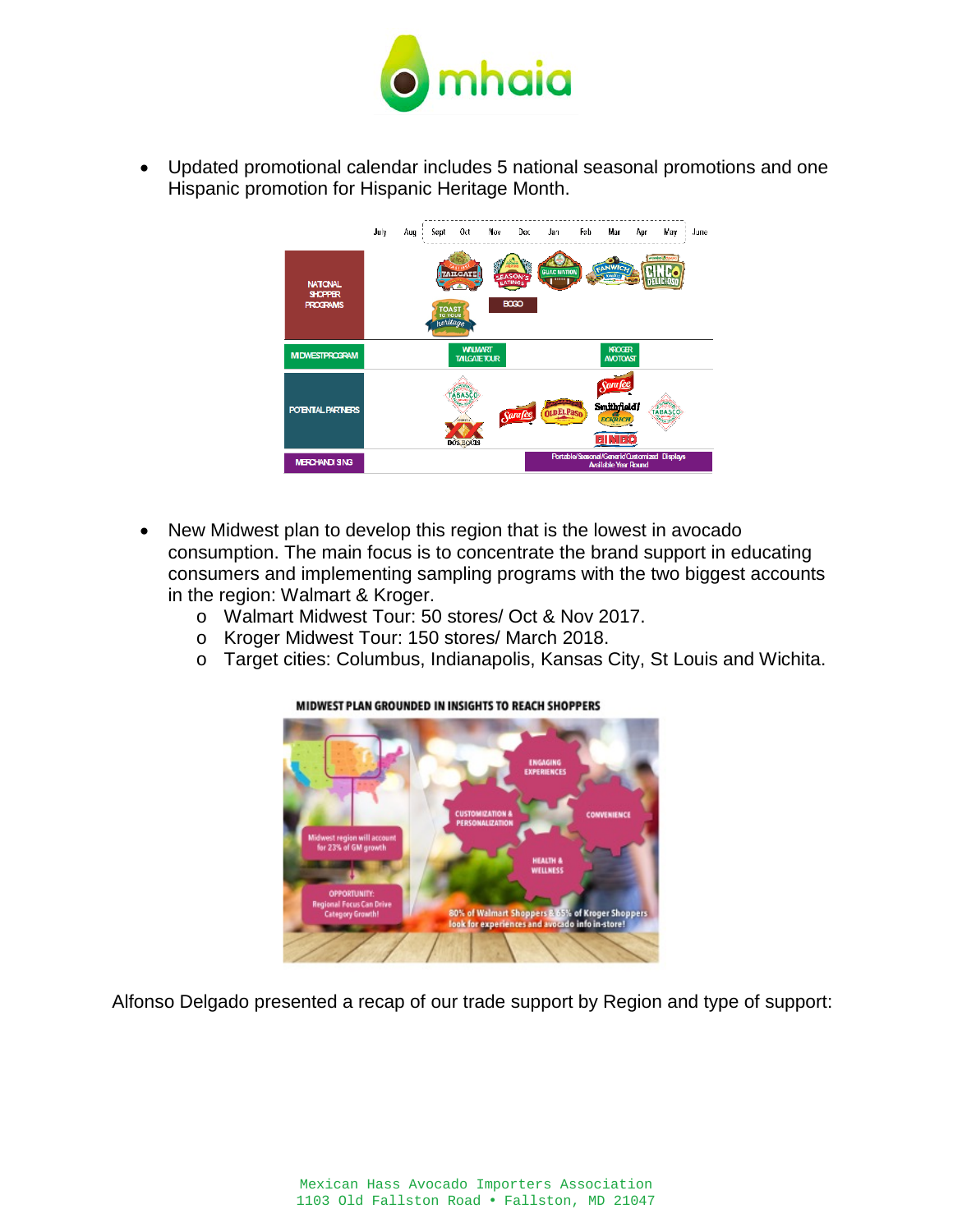- Updated promotional calendar includes 5 national seasonal promotions and one Hispanic promotion for Hispanic Heritage Month.

July Aug Sept Oct Nov Dec Jan Feb Mar Apr May June

NATIONAL SHOPPER PROGRAMS

TAILGATE

SEASON'S EATINGS

GUAC NATION

FANWICH

CINCO DELICIOSO

TOAST TO YOUR heritage

BOGO

MIDWEST PROGRAM

WALMART TAILGATE TOUR

KROGER AVOTOAST

POTENTIAL PARTNERS

TABASCO

DOS EQUIS

Sara Lee

OLD EL PASO

Smithfield

ECKRICH

BIMBO

MERCHANDISING

Portable/Seasonal/Generic/Customized Displays Available Year Round

- New Midwest plan to develop this region that is the lowest in avocado consumption. The main focus is to concentrate the brand support in educating consumers and implementing sampling programs with the two biggest accounts in the region: Walmart & Kroger.
  - Walmart Midwest Tour: 50 stores/ Oct & Nov 2017.
  - Kroger Midwest Tour: 150 stores/ March 2018.
  - Target cities: Columbus, Indianapolis, Kansas City, St Louis and Wichita.

MIDWEST PLAN GROUNDED IN INSIGHTS TO REACH SHOPPERS

Midwest region will account for 23% of GM growth

OPPORTUNITY: Regional Focus Can Drive Category Growth!

ENGAGING EXPERIENCES

CUSTOMIZATION & PERSONALIZATION

CONVENIENCE

HEALTH & WELLNESS

80% of Walmart Shoppers & 65% of Kroger Shoppers look for experiences and avocado info in-store!

Alfonso Delgado presented a recap of our trade support by Region and type of support: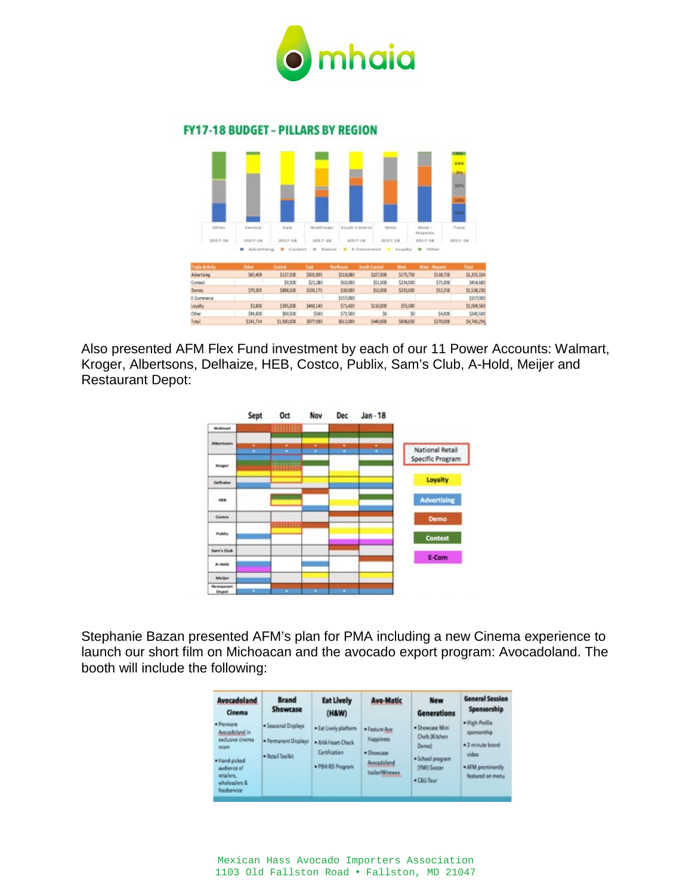mhaia

## FY17-18 BUDGET - PILLARS BY REGION

Other 2017-18 | Central 2017-18 | East 2017-18 | Northeast 2017-18 | South Central 2017-18 | West 2017-18 | West - Hispanic 2017-18 | Total 2017-18

5% 28% 3% 32% 10% 36%

Advertising ■ Contest ■ Demos ■ E-Commerce ■ Loyalty ■ Other

| Trade Activity | Other | Central | East | Northeast | South Central | West | West - Hispanic | Total |
|---|---|---|---|---|---|---|---|---|
| Advertising | $65,409 | $137,500 | $302,835 | $218,080 | $217,000 | $175,750 | $138,750 | $1,255,324 |
| Contest | | $9,500 | $21,280 | $63,000 | $51,000 | $234,900 | $75,000 | $454,680 |
| Demos | $79,305 | $898,500 | $193,175 | $30,080 | $52,000 | $233,000 | $52,250 | $1,538,230 |
| E-Commerce | | | | $157,000 | | | | $157,000 |
| Loyalty | $3,000 | $395,000 | $460,140 | $71,420 | $130,000 | $55,000 | | $1,094,560 |
| Other | $94,000 | $69,500 | $580 | $72,500 | $0 | $0 | $4,000 | $240,500 |
| Total | $241,714 | $1,500,000 | $977,930 | $612,080 | $440,000 | $698,650 | $270,000 | $4,740,294 |

Also presented AFM Flex Fund investment by each of our 11 Power Accounts: Walmart, Kroger, Albertsons, Delhaize, HEB, Costco, Publix, Sam's Club, A-Hold, Meijer and Restaurant Depot:

Sept | Oct | Nov | Dec | Jan - 18

Walmart, Albertsons, Kroger, Delhaize, HEB, Costco, Publix, Sam's Club, A-Hold, Meijer, Restaurant Depot

National Retail Specific Program

Loyalty

Advertising

Demo

Contest

E-Com

Stephanie Bazan presented AFM's plan for PMA including a new Cinema experience to launch our short film on Michoacan and the avocado export program: Avocadoland. The booth will include the following:

| Avocadoland Cinema | Brand Showcase | Eat Lively (H&W) | Avo-Matic | New Generations | General Session Sponsorship |
|---|---|---|---|---|---|
| • Premiere Avocadoland in exclusive cinema room<br>• Hand-picked audience of retailers, wholesalers & foodservice | • Seasonal Displays<br>• Permanent Displays<br>• Retail Toolkit | • Eat Lively platform<br>• AHA Heart-Check Certification<br>• PBH RD Program | • Feature Avo Happiness<br>• Showcase Avocadoland trailer/Wirewex | • Showcase Mini Chefs (Kitchen Demo)<br>• School program (YMI) Soccer<br>• CBU Tour | • High Profile sponsorship<br>• 2-minute brand video<br>• AFM prominently featured on menu |

Mexican Hass Avocado Importers Association
1103 Old Fallston Road • Fallston, MD 21047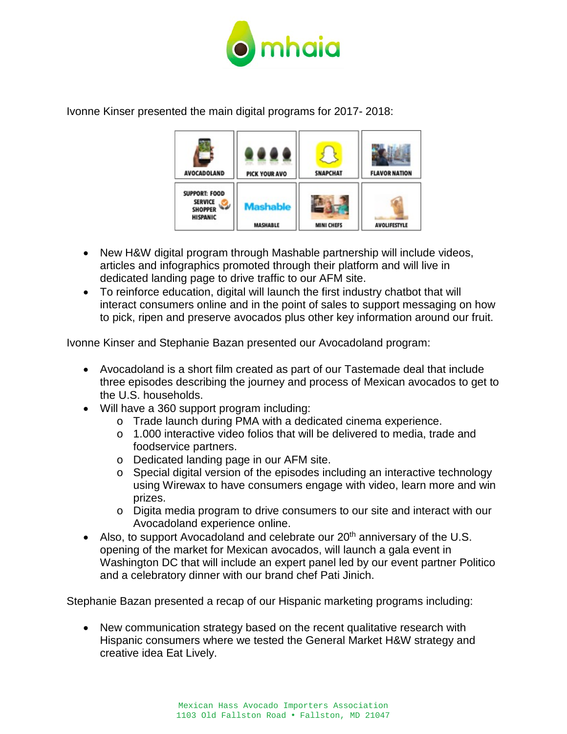Ivonne Kinser presented the main digital programs for 2017- 2018:

- New H&W digital program through Mashable partnership will include videos, articles and infographics promoted through their platform and will live in dedicated landing page to drive traffic to our AFM site.
- To reinforce education, digital will launch the first industry chatbot that will interact consumers online and in the point of sales to support messaging on how to pick, ripen and preserve avocados plus other key information around our fruit.

Ivonne Kinser and Stephanie Bazan presented our Avocadoland program:

- Avocadoland is a short film created as part of our Tastemade deal that include three episodes describing the journey and process of Mexican avocados to get to the U.S. households.
- Will have a 360 support program including:
  - Trade launch during PMA with a dedicated cinema experience.
  - 1.000 interactive video folios that will be delivered to media, trade and foodservice partners.
  - Dedicated landing page in our AFM site.
  - Special digital version of the episodes including an interactive technology using Wirewax to have consumers engage with video, learn more and win prizes.
  - Digita media program to drive consumers to our site and interact with our Avocadoland experience online.
- Also, to support Avocadoland and celebrate our 20th anniversary of the U.S. opening of the market for Mexican avocados, will launch a gala event in Washington DC that will include an expert panel led by our event partner Politico and a celebratory dinner with our brand chef Pati Jinich.

Stephanie Bazan presented a recap of our Hispanic marketing programs including:

- New communication strategy based on the recent qualitative research with Hispanic consumers where we tested the General Market H&W strategy and creative idea Eat Lively.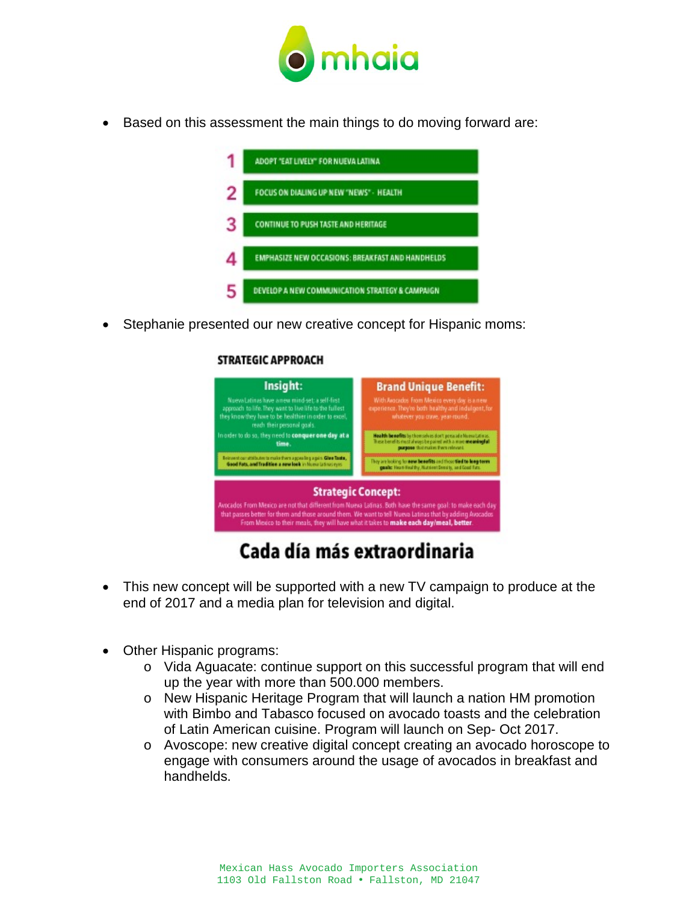- Based on this assessment the main things to do moving forward are:

1. ADOPT "EAT LIVELY" FOR NUEVA LATINA
2. FOCUS ON DIALING UP NEW "NEWS" - HEALTH
3. CONTINUE TO PUSH TASTE AND HERITAGE
4. EMPHASIZE NEW OCCASIONS: BREAKFAST AND HANDHELDS
5. DEVELOP A NEW COMMUNICATION STRATEGY & CAMPAIGN

- Stephanie presented our new creative concept for Hispanic moms:

**STRATEGIC APPROACH**

**Insight:**

Nueva Latinas have a new mind-set; a self-first approach to life. They want to live life to the fullest they know they have to be healthier in order to excel, reach their personal goals.

In order to do so, they need to **conquer one day at a time.**

Reinvent our attributes to make them appealing again. **Give Taste, Good Fats, and Tradition a new look** in Nueva Latinas eyes

**Brand Unique Benefit:**

With Avocados From Mexico every day is a new experience. They're both healthy and indulgent, for whatever you crave, year round.

**Health benefits** by themselves don't persuade Nueva Latinas. These benefits must always be paired with a more **meaningful purpose** that makes them relevant.

They are looking for **new benefits** and those **tied to long term goals**: Heart Healthy, Nutrient Density, and Good Fats.

**Strategic Concept:**

Avocados From Mexico are not that different from Nueva Latinas. Both have the same goal: to make each day that passes better for them and those around them. We want to tell Nueva Latinas that by adding Avocados From Mexico to their meals, they will have what it takes to **make each day/meal, better.**

**Cada día más extraordinaria**

- This new concept will be supported with a new TV campaign to produce at the end of 2017 and a media plan for television and digital.

- Other Hispanic programs:
  - Vida Aguacate: continue support on this successful program that will end up the year with more than 500.000 members.
  - New Hispanic Heritage Program that will launch a nation HM promotion with Bimbo and Tabasco focused on avocado toasts and the celebration of Latin American cuisine. Program will launch on Sep- Oct 2017.
  - Avoscope: new creative digital concept creating an avocado horoscope to engage with consumers around the usage of avocados in breakfast and handhelds.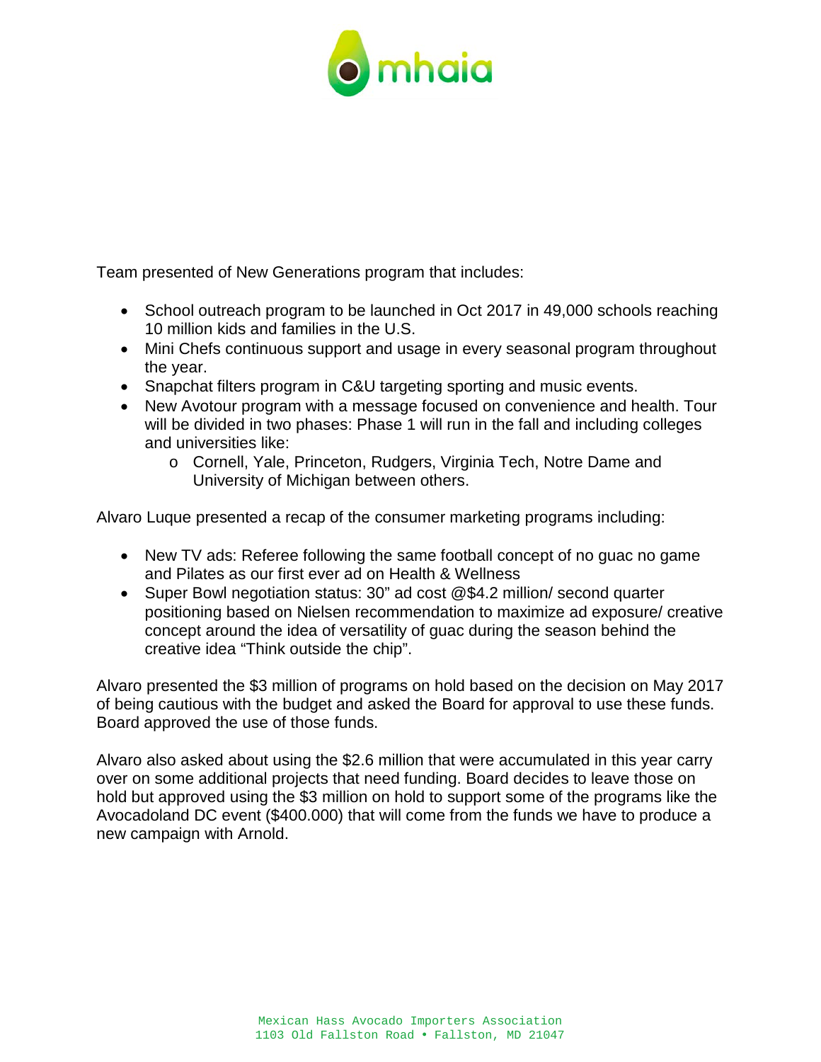Team presented of New Generations program that includes:

- School outreach program to be launched in Oct 2017 in 49,000 schools reaching 10 million kids and families in the U.S.
- Mini Chefs continuous support and usage in every seasonal program throughout the year.
- Snapchat filters program in C&U targeting sporting and music events.
- New Avotour program with a message focused on convenience and health. Tour will be divided in two phases: Phase 1 will run in the fall and including colleges and universities like:
  - Cornell, Yale, Princeton, Rudgers, Virginia Tech, Notre Dame and University of Michigan between others.

Alvaro Luque presented a recap of the consumer marketing programs including:

- New TV ads: Referee following the same football concept of no guac no game and Pilates as our first ever ad on Health & Wellness
- Super Bowl negotiation status: 30" ad cost @$4.2 million/ second quarter positioning based on Nielsen recommendation to maximize ad exposure/ creative concept around the idea of versatility of guac during the season behind the creative idea "Think outside the chip".

Alvaro presented the $3 million of programs on hold based on the decision on May 2017 of being cautious with the budget and asked the Board for approval to use these funds. Board approved the use of those funds.

Alvaro also asked about using the $2.6 million that were accumulated in this year carry over on some additional projects that need funding. Board decides to leave those on hold but approved using the $3 million on hold to support some of the programs like the Avocadoland DC event ($400.000) that will come from the funds we have to produce a new campaign with Arnold.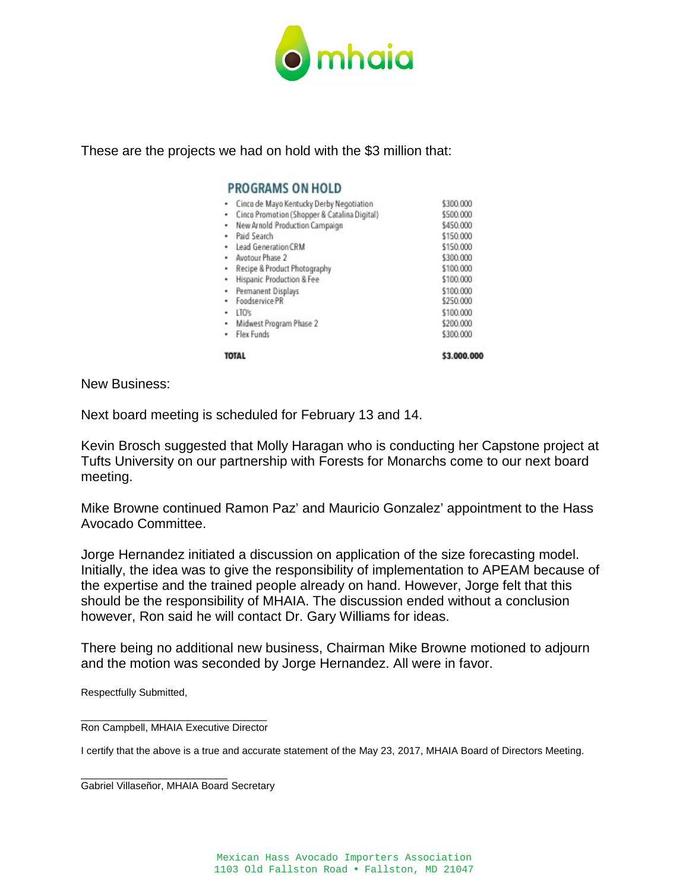These are the projects we had on hold with the $3 million that:

**PROGRAMS ON HOLD**

| | |
|---|---|
| • Cinco de Mayo Kentucky Derby Negotiation | $300.000 |
| • Cinco Promotion (Shopper & Catalina Digital) | $500.000 |
| • New Arnold Production Campaign | $450.000 |
| • Paid Search | $150.000 |
| • Lead Generation CRM | $150.000 |
| • Avotour Phase 2 | $300.000 |
| • Recipe & Product Photography | $100.000 |
| • Hispanic Production & Fee | $100.000 |
| • Permanent Displays | $100.000 |
| • Foodservice PR | $250.000 |
| • LTO's | $100.000 |
| • Midwest Program Phase 2 | $200.000 |
| • Flex Funds | $300.000 |
| **TOTAL** | **$3.000.000** |

New Business:

Next board meeting is scheduled for February 13 and 14.

Kevin Brosch suggested that Molly Haragan who is conducting her Capstone project at Tufts University on our partnership with Forests for Monarchs come to our next board meeting.

Mike Browne continued Ramon Paz' and Mauricio Gonzalez' appointment to the Hass Avocado Committee.

Jorge Hernandez initiated a discussion on application of the size forecasting model. Initially, the idea was to give the responsibility of implementation to APEAM because of the expertise and the trained people already on hand. However, Jorge felt that this should be the responsibility of MHAIA. The discussion ended without a conclusion however, Ron said he will contact Dr. Gary Williams for ideas.

There being no additional new business, Chairman Mike Browne motioned to adjourn and the motion was seconded by Jorge Hernandez. All were in favor.

Respectfully Submitted,

\_\_\_\_\_\_\_\_\_\_\_\_\_\_\_\_\_\_\_\_\_\_\_\_\_\_\_\_\_\_\_\_
Ron Campbell, MHAIA Executive Director

I certify that the above is a true and accurate statement of the May 23, 2017, MHAIA Board of Directors Meeting.

\_\_\_\_\_\_\_\_\_\_\_\_\_\_\_\_\_\_\_\_\_\_\_\_\_
Gabriel Villaseñor, MHAIA Board Secretary

Mexican Hass Avocado Importers Association
1103 Old Fallston Road • Fallston, MD 21047